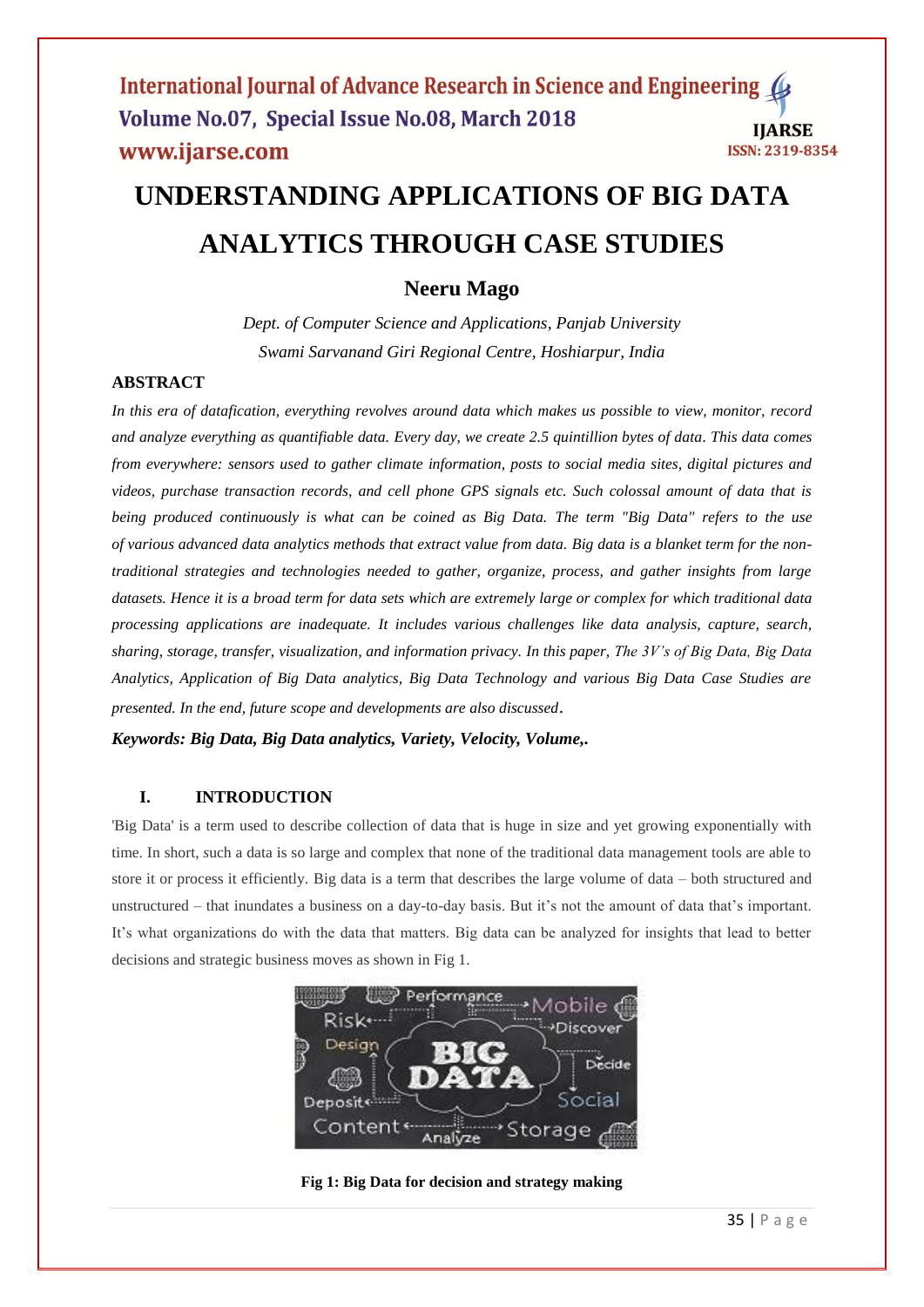# UNDERSTANDING APPLICATIONS OF BIG DATA ANALYTICS THROUGH CASE STUDIES

## Neeru Mago

*Dept. of Computer Science and Applications, Panjab University*
*Swami Sarvanand Giri Regional Centre, Hoshiarpur, India*

### ABSTRACT

*In this era of datafication, everything revolves around data which makes us possible to view, monitor, record and analyze everything as quantifiable data. Every day, we create 2.5 quintillion bytes of data. This data comes from everywhere: sensors used to gather climate information, posts to social media sites, digital pictures and videos, purchase transaction records, and cell phone GPS signals etc. Such colossal amount of data that is being produced continuously is what can be coined as Big Data. The term "Big Data" refers to the use of various advanced data analytics methods that extract value from data. Big data is a blanket term for the non-traditional strategies and technologies needed to gather, organize, process, and gather insights from large datasets. Hence it is a broad term for data sets which are extremely large or complex for which traditional data processing applications are inadequate. It includes various challenges like data analysis, capture, search, sharing, storage, transfer, visualization, and information privacy. In this paper, The 3V's of Big Data, Big Data Analytics, Application of Big Data analytics, Big Data Technology and various Big Data Case Studies are presented. In the end, future scope and developments are also discussed.*

***Keywords: Big Data, Big Data analytics, Variety, Velocity, Volume,.***

### I. INTRODUCTION

'Big Data' is a term used to describe collection of data that is huge in size and yet growing exponentially with time. In short, such a data is so large and complex that none of the traditional data management tools are able to store it or process it efficiently. Big data is a term that describes the large volume of data – both structured and unstructured – that inundates a business on a day-to-day basis. But it's not the amount of data that's important. It's what organizations do with the data that matters. Big data can be analyzed for insights that lead to better decisions and strategic business moves as shown in Fig 1.

**Fig 1: Big Data for decision and strategy making**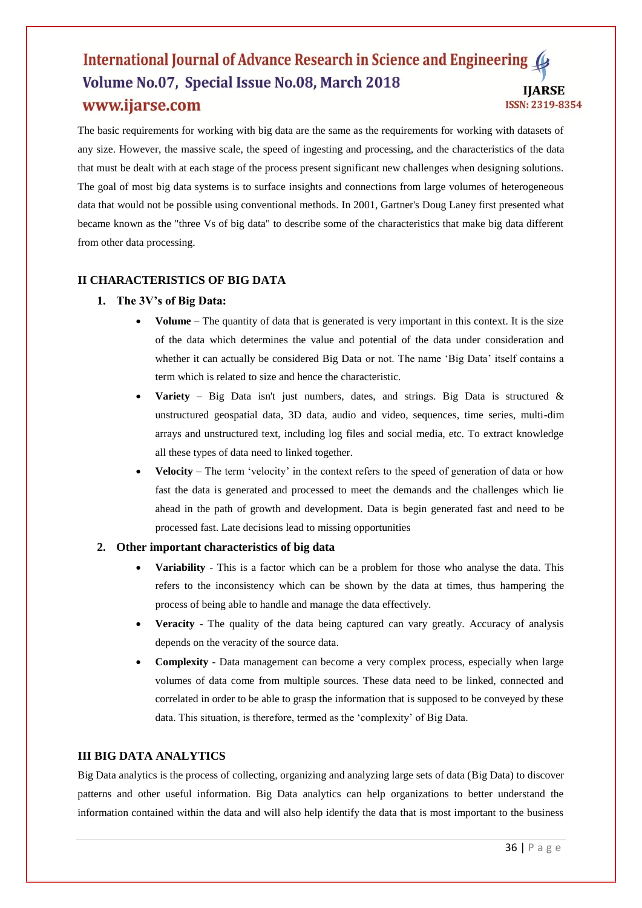The basic requirements for working with big data are the same as the requirements for working with datasets of any size. However, the massive scale, the speed of ingesting and processing, and the characteristics of the data that must be dealt with at each stage of the process present significant new challenges when designing solutions. The goal of most big data systems is to surface insights and connections from large volumes of heterogeneous data that would not be possible using conventional methods. In 2001, Gartner's Doug Laney first presented what became known as the "three Vs of big data" to describe some of the characteristics that make big data different from other data processing.

## II CHARACTERISTICS OF BIG DATA

### 1. The 3V's of Big Data:

- **Volume** – The quantity of data that is generated is very important in this context. It is the size of the data which determines the value and potential of the data under consideration and whether it can actually be considered Big Data or not. The name 'Big Data' itself contains a term which is related to size and hence the characteristic.
- **Variety** – Big Data isn't just numbers, dates, and strings. Big Data is structured & unstructured geospatial data, 3D data, audio and video, sequences, time series, multi-dim arrays and unstructured text, including log files and social media, etc. To extract knowledge all these types of data need to linked together.
- **Velocity** – The term 'velocity' in the context refers to the speed of generation of data or how fast the data is generated and processed to meet the demands and the challenges which lie ahead in the path of growth and development. Data is begin generated fast and need to be processed fast. Late decisions lead to missing opportunities

### 2. Other important characteristics of big data

- **Variability** - This is a factor which can be a problem for those who analyse the data. This refers to the inconsistency which can be shown by the data at times, thus hampering the process of being able to handle and manage the data effectively.
- **Veracity** - The quality of the data being captured can vary greatly. Accuracy of analysis depends on the veracity of the source data.
- **Complexity** - Data management can become a very complex process, especially when large volumes of data come from multiple sources. These data need to be linked, connected and correlated in order to be able to grasp the information that is supposed to be conveyed by these data. This situation, is therefore, termed as the 'complexity' of Big Data.

## III BIG DATA ANALYTICS

Big Data analytics is the process of collecting, organizing and analyzing large sets of data (Big Data) to discover patterns and other useful information. Big Data analytics can help organizations to better understand the information contained within the data and will also help identify the data that is most important to the business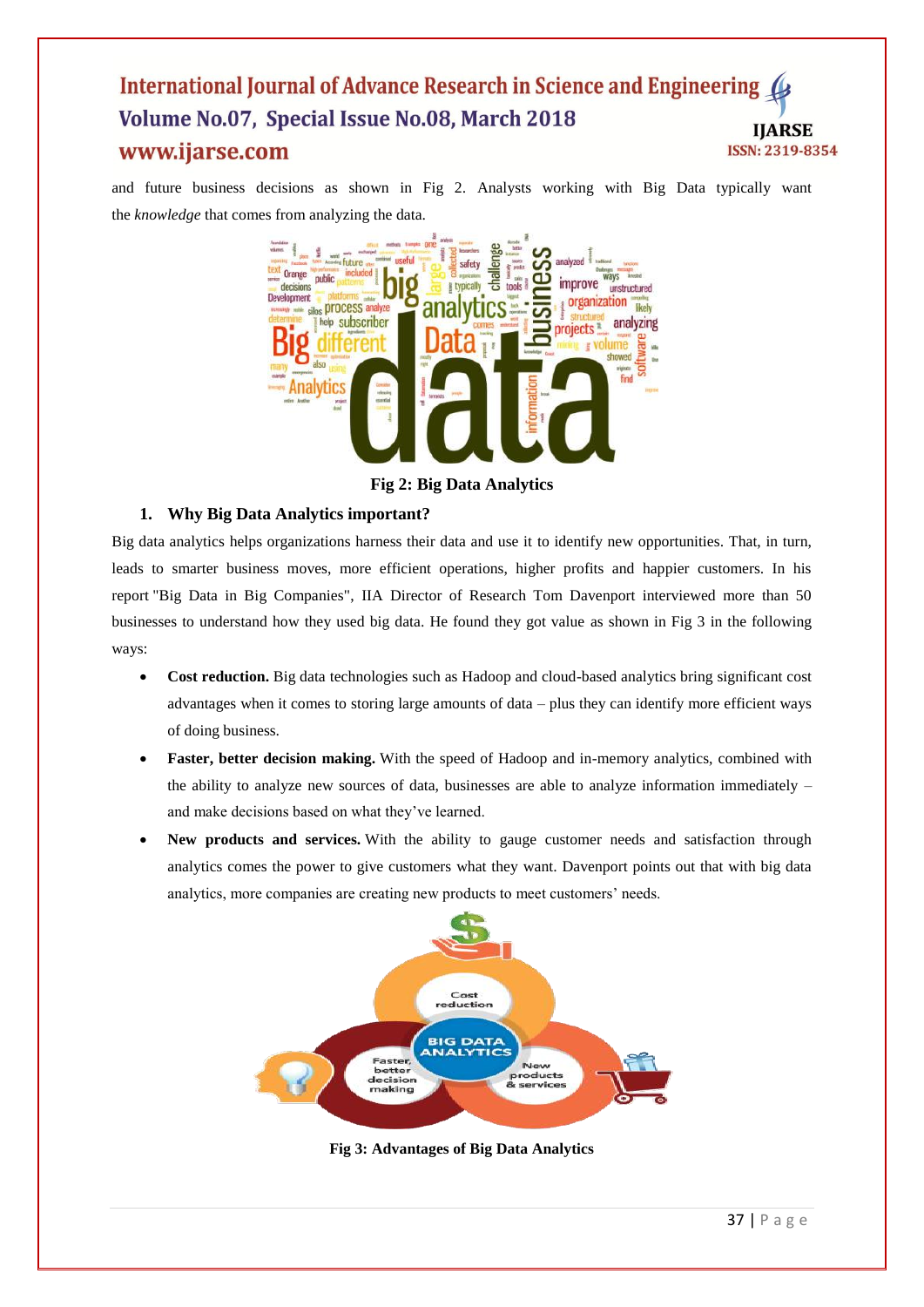and future business decisions as shown in Fig 2. Analysts working with Big Data typically want the *knowledge* that comes from analyzing the data.

**Fig 2: Big Data Analytics**

## 1. Why Big Data Analytics important?

Big data analytics helps organizations harness their data and use it to identify new opportunities. That, in turn, leads to smarter business moves, more efficient operations, higher profits and happier customers. In his report "Big Data in Big Companies", IIA Director of Research Tom Davenport interviewed more than 50 businesses to understand how they used big data. He found they got value as shown in Fig 3 in the following ways:

- **Cost reduction.** Big data technologies such as Hadoop and cloud-based analytics bring significant cost advantages when it comes to storing large amounts of data – plus they can identify more efficient ways of doing business.
- **Faster, better decision making.** With the speed of Hadoop and in-memory analytics, combined with the ability to analyze new sources of data, businesses are able to analyze information immediately – and make decisions based on what they've learned.
- **New products and services.** With the ability to gauge customer needs and satisfaction through analytics comes the power to give customers what they want. Davenport points out that with big data analytics, more companies are creating new products to meet customers' needs.

**Fig 3: Advantages of Big Data Analytics**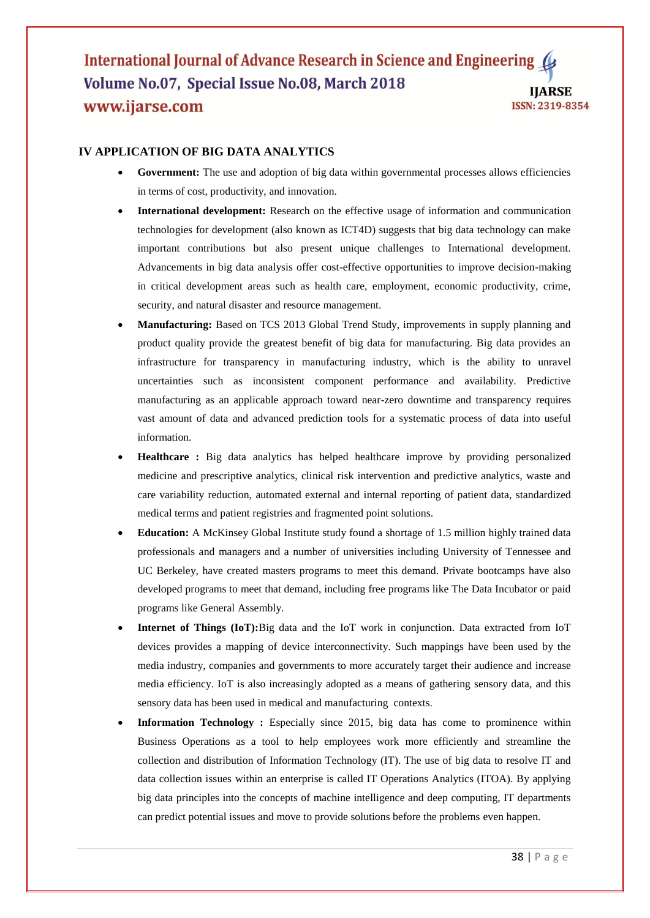## IV APPLICATION OF BIG DATA ANALYTICS

- **Government:** The use and adoption of big data within governmental processes allows efficiencies in terms of cost, productivity, and innovation.
- **International development:** Research on the effective usage of information and communication technologies for development (also known as ICT4D) suggests that big data technology can make important contributions but also present unique challenges to International development. Advancements in big data analysis offer cost-effective opportunities to improve decision-making in critical development areas such as health care, employment, economic productivity, crime, security, and natural disaster and resource management.
- **Manufacturing:** Based on TCS 2013 Global Trend Study, improvements in supply planning and product quality provide the greatest benefit of big data for manufacturing. Big data provides an infrastructure for transparency in manufacturing industry, which is the ability to unravel uncertainties such as inconsistent component performance and availability. Predictive manufacturing as an applicable approach toward near-zero downtime and transparency requires vast amount of data and advanced prediction tools for a systematic process of data into useful information.
- **Healthcare :** Big data analytics has helped healthcare improve by providing personalized medicine and prescriptive analytics, clinical risk intervention and predictive analytics, waste and care variability reduction, automated external and internal reporting of patient data, standardized medical terms and patient registries and fragmented point solutions.
- **Education:** A McKinsey Global Institute study found a shortage of 1.5 million highly trained data professionals and managers and a number of universities including University of Tennessee and UC Berkeley, have created masters programs to meet this demand. Private bootcamps have also developed programs to meet that demand, including free programs like The Data Incubator or paid programs like General Assembly.
- **Internet of Things (IoT):**Big data and the IoT work in conjunction. Data extracted from IoT devices provides a mapping of device interconnectivity. Such mappings have been used by the media industry, companies and governments to more accurately target their audience and increase media efficiency. IoT is also increasingly adopted as a means of gathering sensory data, and this sensory data has been used in medical and manufacturing contexts.
- **Information Technology :** Especially since 2015, big data has come to prominence within Business Operations as a tool to help employees work more efficiently and streamline the collection and distribution of Information Technology (IT). The use of big data to resolve IT and data collection issues within an enterprise is called IT Operations Analytics (ITOA). By applying big data principles into the concepts of machine intelligence and deep computing, IT departments can predict potential issues and move to provide solutions before the problems even happen.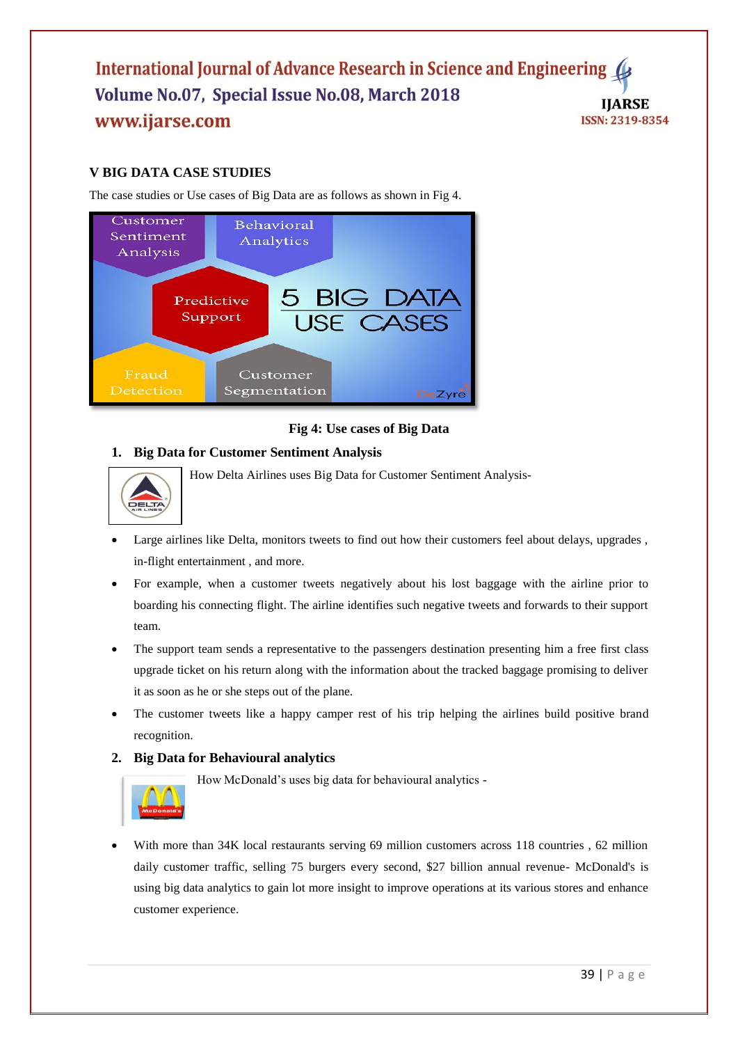## V BIG DATA CASE STUDIES

The case studies or Use cases of Big Data are as follows as shown in Fig 4.

**Fig 4: Use cases of Big Data**

### 1. Big Data for Customer Sentiment Analysis

How Delta Airlines uses Big Data for Customer Sentiment Analysis-

- Large airlines like Delta, monitors tweets to find out how their customers feel about delays, upgrades , in-flight entertainment , and more.
- For example, when a customer tweets negatively about his lost baggage with the airline prior to boarding his connecting flight. The airline identifies such negative tweets and forwards to their support team.
- The support team sends a representative to the passengers destination presenting him a free first class upgrade ticket on his return along with the information about the tracked baggage promising to deliver it as soon as he or she steps out of the plane.
- The customer tweets like a happy camper rest of his trip helping the airlines build positive brand recognition.

### 2. Big Data for Behavioural analytics

How McDonald's uses big data for behavioural analytics -

- With more than 34K local restaurants serving 69 million customers across 118 countries , 62 million daily customer traffic, selling 75 burgers every second, $27 billion annual revenue- McDonald's is using big data analytics to gain lot more insight to improve operations at its various stores and enhance customer experience.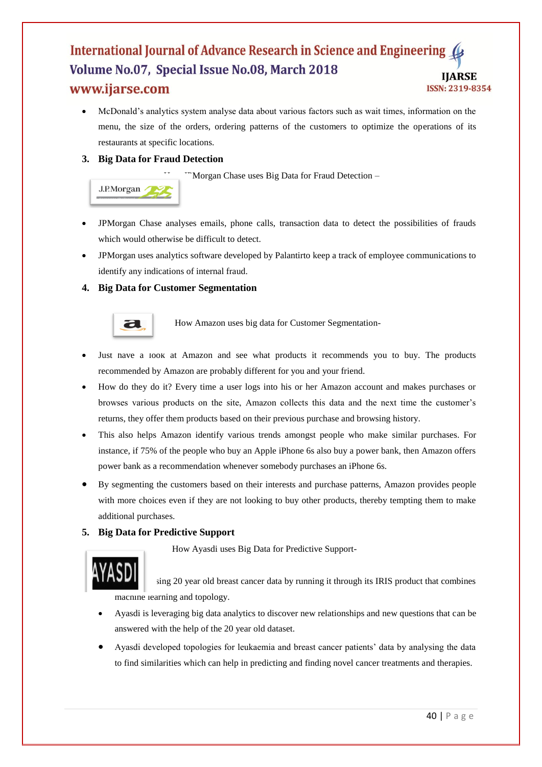- McDonald's analytics system analyse data about various factors such as wait times, information on the menu, the size of the orders, ordering patterns of the customers to optimize the operations of its restaurants at specific locations.

### 3. Big Data for Fraud Detection

J.P.Morgan

JPMorgan Chase uses Big Data for Fraud Detection –

- JPMorgan Chase analyses emails, phone calls, transaction data to detect the possibilities of frauds which would otherwise be difficult to detect.
- JPMorgan uses analytics software developed by Palantirto keep a track of employee communications to identify any indications of internal fraud.

### 4. Big Data for Customer Segmentation

How Amazon uses big data for Customer Segmentation-

- Just have a look at Amazon and see what products it recommends you to buy. The products recommended by Amazon are probably different for you and your friend.
- How do they do it? Every time a user logs into his or her Amazon account and makes purchases or browses various products on the site, Amazon collects this data and the next time the customer's returns, they offer them products based on their previous purchase and browsing history.
- This also helps Amazon identify various trends amongst people who make similar purchases. For instance, if 75% of the people who buy an Apple iPhone 6s also buy a power bank, then Amazon offers power bank as a recommendation whenever somebody purchases an iPhone 6s.
- By segmenting the customers based on their interests and purchase patterns, Amazon provides people with more choices even if they are not looking to buy other products, thereby tempting them to make additional purchases.

### 5. Big Data for Predictive Support

How Ayasdi uses Big Data for Predictive Support-

AYASDI

sing 20 year old breast cancer data by running it through its IRIS product that combines machine learning and topology.

- Ayasdi is leveraging big data analytics to discover new relationships and new questions that can be answered with the help of the 20 year old dataset.
- Ayasdi developed topologies for leukaemia and breast cancer patients' data by analysing the data to find similarities which can help in predicting and finding novel cancer treatments and therapies.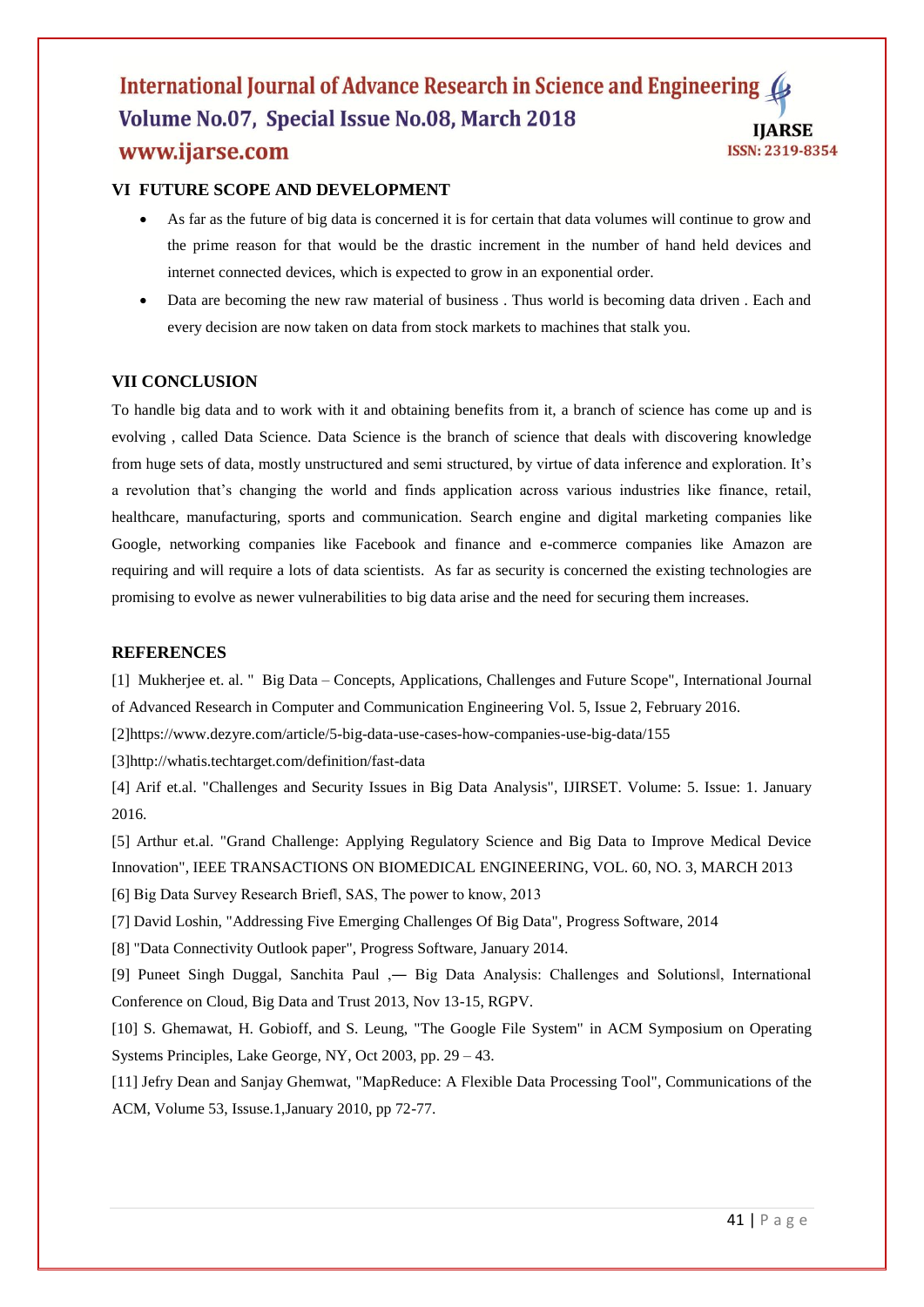## VI FUTURE SCOPE AND DEVELOPMENT

- As far as the future of big data is concerned it is for certain that data volumes will continue to grow and the prime reason for that would be the drastic increment in the number of hand held devices and internet connected devices, which is expected to grow in an exponential order.
- Data are becoming the new raw material of business . Thus world is becoming data driven . Each and every decision are now taken on data from stock markets to machines that stalk you.

## VII CONCLUSION

To handle big data and to work with it and obtaining benefits from it, a branch of science has come up and is evolving , called Data Science. Data Science is the branch of science that deals with discovering knowledge from huge sets of data, mostly unstructured and semi structured, by virtue of data inference and exploration. It's a revolution that's changing the world and finds application across various industries like finance, retail, healthcare, manufacturing, sports and communication. Search engine and digital marketing companies like Google, networking companies like Facebook and finance and e-commerce companies like Amazon are requiring and will require a lots of data scientists. As far as security is concerned the existing technologies are promising to evolve as newer vulnerabilities to big data arise and the need for securing them increases.

## REFERENCES

[1] Mukherjee et. al. " Big Data – Concepts, Applications, Challenges and Future Scope", International Journal of Advanced Research in Computer and Communication Engineering Vol. 5, Issue 2, February 2016.

[2]https://www.dezyre.com/article/5-big-data-use-cases-how-companies-use-big-data/155

[3]http://whatis.techtarget.com/definition/fast-data

[4] Arif et.al. "Challenges and Security Issues in Big Data Analysis", IJIRSET. Volume: 5. Issue: 1. January 2016.

[5] Arthur et.al. "Grand Challenge: Applying Regulatory Science and Big Data to Improve Medical Device Innovation", IEEE TRANSACTIONS ON BIOMEDICAL ENGINEERING, VOL. 60, NO. 3, MARCH 2013

[6] Big Data Survey Research Brief‖, SAS, The power to know, 2013

[7] David Loshin, "Addressing Five Emerging Challenges Of Big Data", Progress Software, 2014

[8] "Data Connectivity Outlook paper", Progress Software, January 2014.

[9] Puneet Singh Duggal, Sanchita Paul ,― Big Data Analysis: Challenges and Solutions‖, International Conference on Cloud, Big Data and Trust 2013, Nov 13-15, RGPV.

[10] S. Ghemawat, H. Gobioff, and S. Leung, "The Google File System" in ACM Symposium on Operating Systems Principles, Lake George, NY, Oct 2003, pp. 29 – 43.

[11] Jefry Dean and Sanjay Ghemwat, "MapReduce: A Flexible Data Processing Tool", Communications of the ACM, Volume 53, Issuse.1,January 2010, pp 72-77.